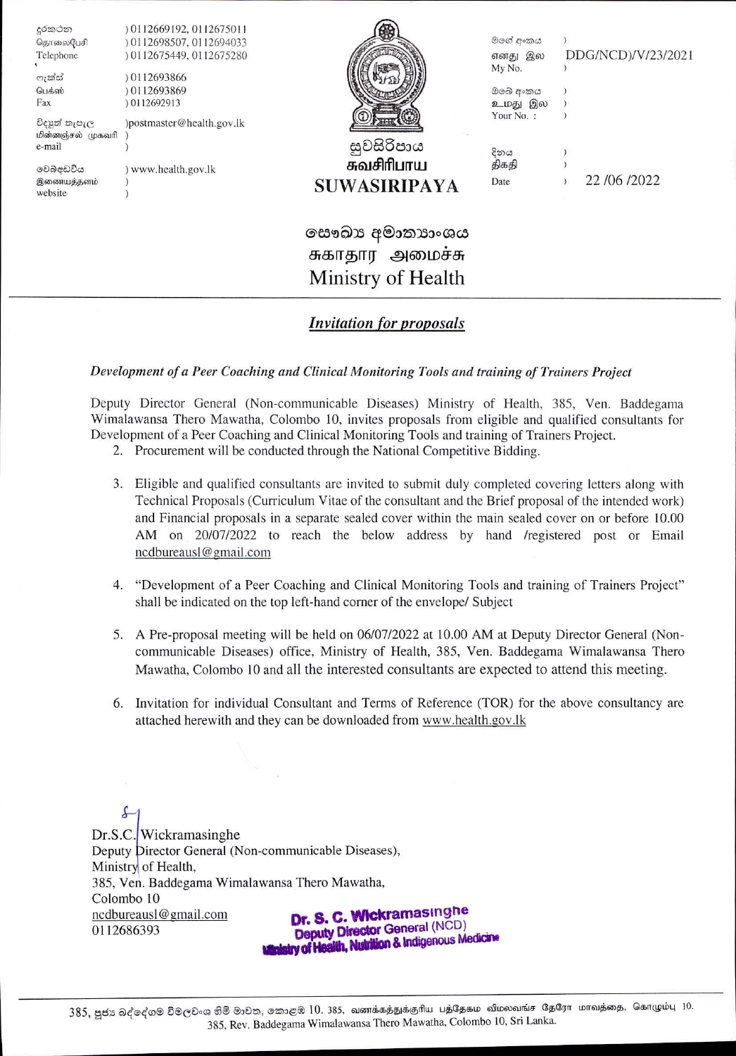දුරකථන ) 0112669192, 0112675011
தொலைபேசி ) 0112698507, 0112694033
Telephone ) 0112675449, 0112675280

ෆැක්ස් ) 0112693866
பெக்ஸ் ) 0112693869
Fax ) 0112692913

විද්‍යුත් තැපෑල )postmaster@health.gov.lk
மின்னஞ்சல் முகவரி )
e-mail )

වෙබ්අඩවිය ) www.health.gov.lk
இணையத்தளம் )
website )

සුවසිරිපාය
சுவசிரிபாய
**SUWASIRIPAYA**

මගේ අංකය )
எனது இல ) DDG/NCD)/V/23/2021
My No. )

ඔබේ අංකය )
உமது இல )
Your No. : )

දිනය )
திகதி )
Date ) 22 /06 /2022

සෞඛ්‍ය අමාත්‍යාංශය
சுகாதார அமைச்சு
Ministry of Health

## *Invitation for proposals*

*Development of a Peer Coaching and Clinical Monitoring Tools and training of Trainers Project*

Deputy Director General (Non-communicable Diseases) Ministry of Health, 385, Ven. Baddegama Wimalawansa Thero Mawatha, Colombo 10, invites proposals from eligible and qualified consultants for Development of a Peer Coaching and Clinical Monitoring Tools and training of Trainers Project.

2. Procurement will be conducted through the National Competitive Bidding.

3. Eligible and qualified consultants are invited to submit duly completed covering letters along with Technical Proposals (Curriculum Vitae of the consultant and the Brief proposal of the intended work) and Financial proposals in a separate sealed cover within the main sealed cover on or before 10.00 AM on 20/07/2022 to reach the below address by hand /registered post or Email ncdbureausl@gmail.com

4. "Development of a Peer Coaching and Clinical Monitoring Tools and training of Trainers Project" shall be indicated on the top left-hand corner of the envelope/ Subject

5. A Pre-proposal meeting will be held on 06/07/2022 at 10.00 AM at Deputy Director General (Non-communicable Diseases) office, Ministry of Health, 385, Ven. Baddegama Wimalawansa Thero Mawatha, Colombo 10 and all the interested consultants are expected to attend this meeting.

6. Invitation for individual Consultant and Terms of Reference (TOR) for the above consultancy are attached herewith and they can be downloaded from www.health.gov.lk

Dr.S.C. Wickramasinghe
Deputy Director General (Non-communicable Diseases),
Ministry of Health,
385, Ven. Baddegama Wimalawansa Thero Mawatha,
Colombo 10
ncdbureausl@gmail.com
0112686393

**Dr. S. C. Wickramasinghe**
**Deputy Director General (NCD)**
**Ministry of Health, Nutrition & Indigenous Medicine**

385, පූජ්‍ය බද්දේගම විමලවංශ හිමි මාවත, කොළඹ 10. 385, வணக்கத்துக்குரிய பத்தேகம விமலவங்ச தேரோ மாவத்தை, கொழும்பு 10.
385, Rev. Baddegama Wimalawansa Thero Mawatha, Colombo 10, Sri Lanka.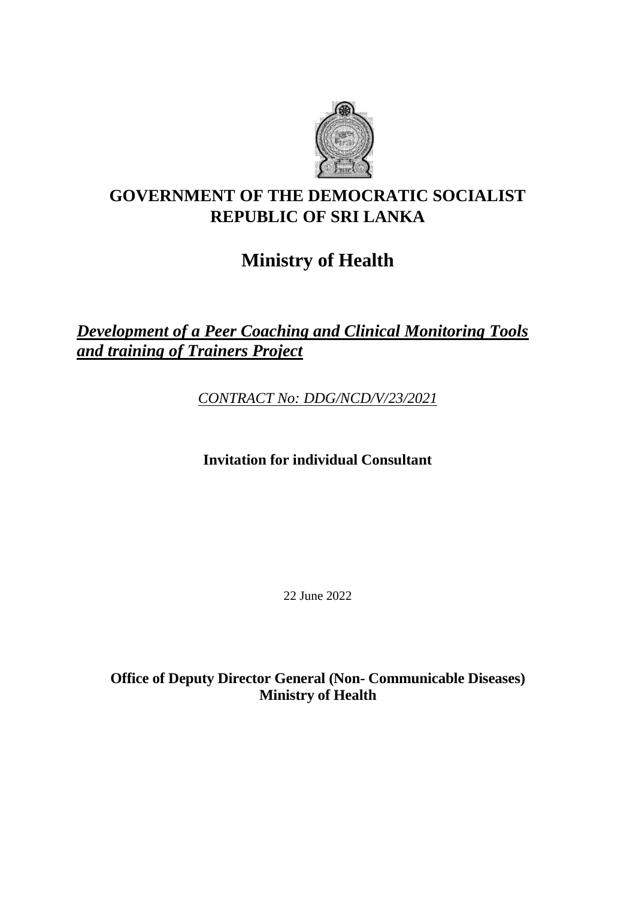# GOVERNMENT OF THE DEMOCRATIC SOCIALIST REPUBLIC OF SRI LANKA

# Ministry of Health

***Development of a Peer Coaching and Clinical Monitoring Tools and training of Trainers Project***

*CONTRACT No: DDG/NCD/V/23/2021*

**Invitation for individual Consultant**

22 June 2022

**Office of Deputy Director General (Non- Communicable Diseases)**
**Ministry of Health**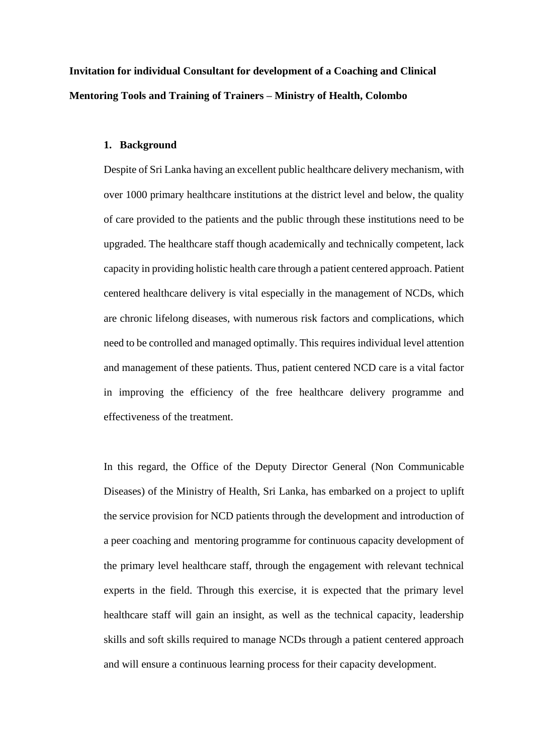**Invitation for individual Consultant for development of a Coaching and Clinical Mentoring Tools and Training of Trainers – Ministry of Health, Colombo**

1. **Background**

Despite of Sri Lanka having an excellent public healthcare delivery mechanism, with over 1000 primary healthcare institutions at the district level and below, the quality of care provided to the patients and the public through these institutions need to be upgraded. The healthcare staff though academically and technically competent, lack capacity in providing holistic health care through a patient centered approach. Patient centered healthcare delivery is vital especially in the management of NCDs, which are chronic lifelong diseases, with numerous risk factors and complications, which need to be controlled and managed optimally. This requires individual level attention and management of these patients. Thus, patient centered NCD care is a vital factor in improving the efficiency of the free healthcare delivery programme and effectiveness of the treatment.

In this regard, the Office of the Deputy Director General (Non Communicable Diseases) of the Ministry of Health, Sri Lanka, has embarked on a project to uplift the service provision for NCD patients through the development and introduction of a peer coaching and mentoring programme for continuous capacity development of the primary level healthcare staff, through the engagement with relevant technical experts in the field. Through this exercise, it is expected that the primary level healthcare staff will gain an insight, as well as the technical capacity, leadership skills and soft skills required to manage NCDs through a patient centered approach and will ensure a continuous learning process for their capacity development.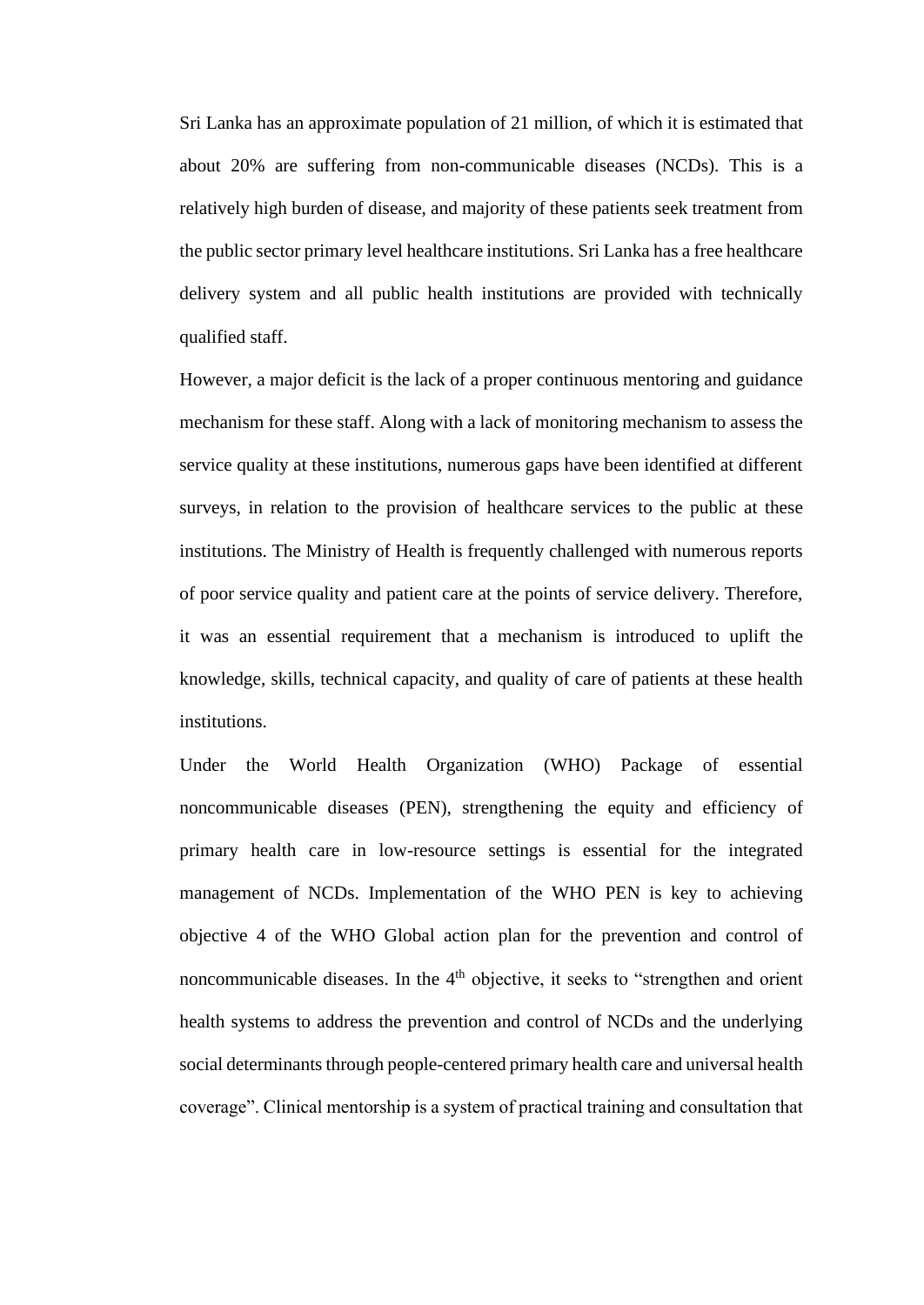Sri Lanka has an approximate population of 21 million, of which it is estimated that about 20% are suffering from non-communicable diseases (NCDs). This is a relatively high burden of disease, and majority of these patients seek treatment from the public sector primary level healthcare institutions. Sri Lanka has a free healthcare delivery system and all public health institutions are provided with technically qualified staff.

However, a major deficit is the lack of a proper continuous mentoring and guidance mechanism for these staff. Along with a lack of monitoring mechanism to assess the service quality at these institutions, numerous gaps have been identified at different surveys, in relation to the provision of healthcare services to the public at these institutions. The Ministry of Health is frequently challenged with numerous reports of poor service quality and patient care at the points of service delivery. Therefore, it was an essential requirement that a mechanism is introduced to uplift the knowledge, skills, technical capacity, and quality of care of patients at these health institutions.

Under the World Health Organization (WHO) Package of essential noncommunicable diseases (PEN), strengthening the equity and efficiency of primary health care in low-resource settings is essential for the integrated management of NCDs. Implementation of the WHO PEN is key to achieving objective 4 of the WHO Global action plan for the prevention and control of noncommunicable diseases. In the 4th objective, it seeks to "strengthen and orient health systems to address the prevention and control of NCDs and the underlying social determinants through people-centered primary health care and universal health coverage". Clinical mentorship is a system of practical training and consultation that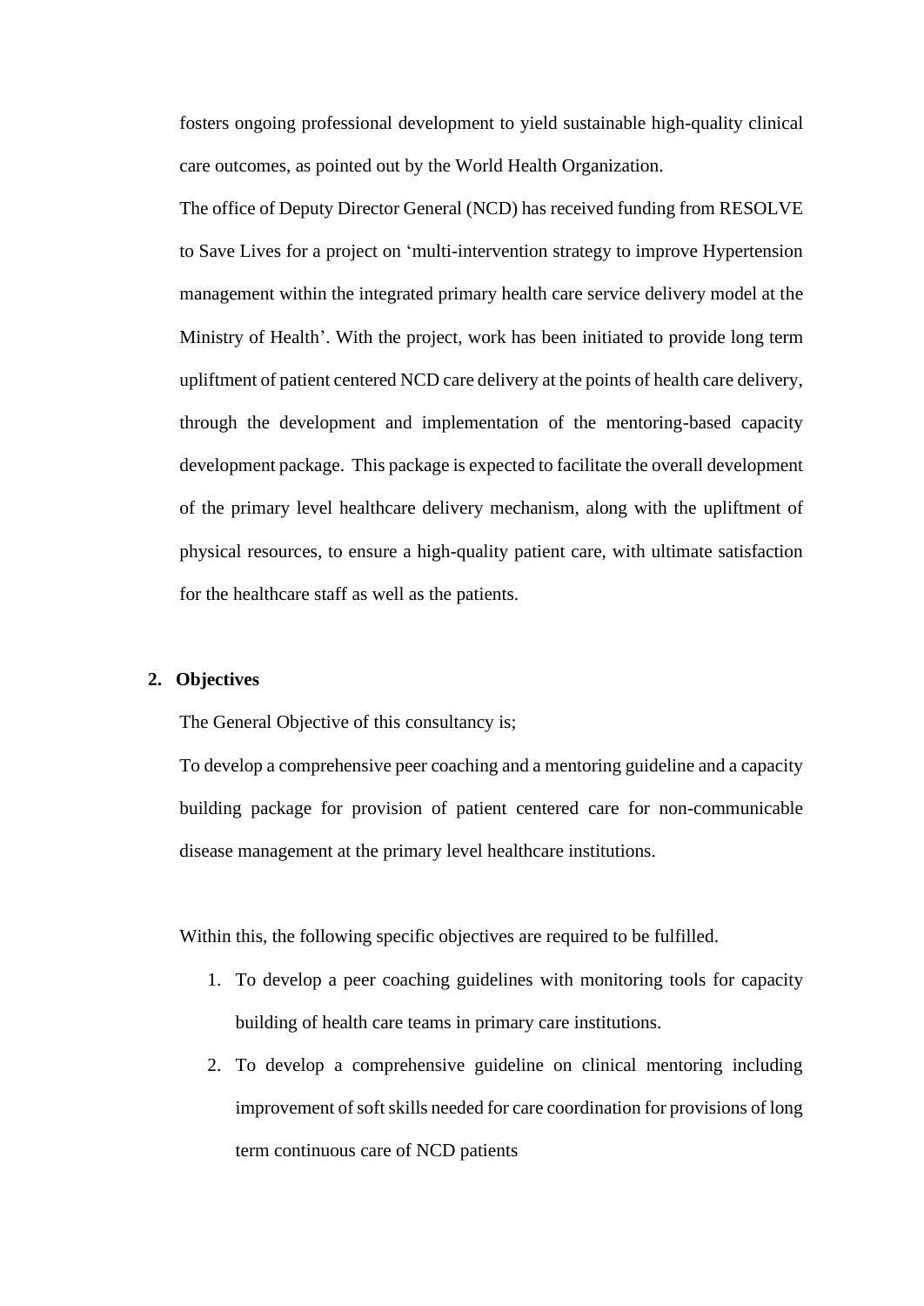fosters ongoing professional development to yield sustainable high-quality clinical care outcomes, as pointed out by the World Health Organization.

The office of Deputy Director General (NCD) has received funding from RESOLVE to Save Lives for a project on 'multi-intervention strategy to improve Hypertension management within the integrated primary health care service delivery model at the Ministry of Health'. With the project, work has been initiated to provide long term upliftment of patient centered NCD care delivery at the points of health care delivery, through the development and implementation of the mentoring-based capacity development package. This package is expected to facilitate the overall development of the primary level healthcare delivery mechanism, along with the upliftment of physical resources, to ensure a high-quality patient care, with ultimate satisfaction for the healthcare staff as well as the patients.

## 2. Objectives

The General Objective of this consultancy is;

To develop a comprehensive peer coaching and a mentoring guideline and a capacity building package for provision of patient centered care for non-communicable disease management at the primary level healthcare institutions.

Within this, the following specific objectives are required to be fulfilled.

1. To develop a peer coaching guidelines with monitoring tools for capacity building of health care teams in primary care institutions.
2. To develop a comprehensive guideline on clinical mentoring including improvement of soft skills needed for care coordination for provisions of long term continuous care of NCD patients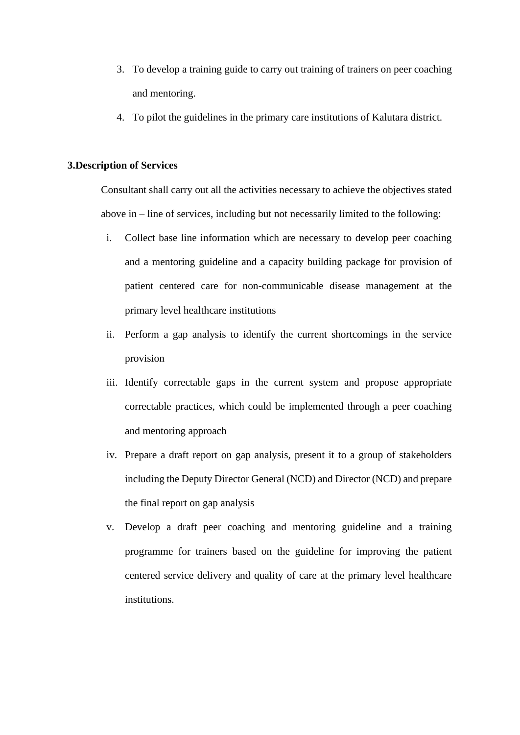3. To develop a training guide to carry out training of trainers on peer coaching and mentoring.
4. To pilot the guidelines in the primary care institutions of Kalutara district.

**3.Description of Services**

Consultant shall carry out all the activities necessary to achieve the objectives stated above in – line of services, including but not necessarily limited to the following:

i. Collect base line information which are necessary to develop peer coaching and a mentoring guideline and a capacity building package for provision of patient centered care for non-communicable disease management at the primary level healthcare institutions
ii. Perform a gap analysis to identify the current shortcomings in the service provision
iii. Identify correctable gaps in the current system and propose appropriate correctable practices, which could be implemented through a peer coaching and mentoring approach
iv. Prepare a draft report on gap analysis, present it to a group of stakeholders including the Deputy Director General (NCD) and Director (NCD) and prepare the final report on gap analysis
v. Develop a draft peer coaching and mentoring guideline and a training programme for trainers based on the guideline for improving the patient centered service delivery and quality of care at the primary level healthcare institutions.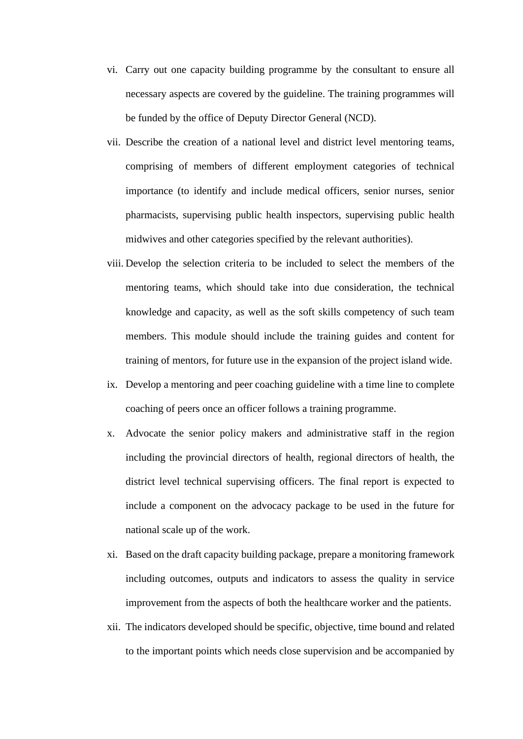vi. Carry out one capacity building programme by the consultant to ensure all necessary aspects are covered by the guideline. The training programmes will be funded by the office of Deputy Director General (NCD).

vii. Describe the creation of a national level and district level mentoring teams, comprising of members of different employment categories of technical importance (to identify and include medical officers, senior nurses, senior pharmacists, supervising public health inspectors, supervising public health midwives and other categories specified by the relevant authorities).

viii. Develop the selection criteria to be included to select the members of the mentoring teams, which should take into due consideration, the technical knowledge and capacity, as well as the soft skills competency of such team members. This module should include the training guides and content for training of mentors, for future use in the expansion of the project island wide.

ix. Develop a mentoring and peer coaching guideline with a time line to complete coaching of peers once an officer follows a training programme.

x. Advocate the senior policy makers and administrative staff in the region including the provincial directors of health, regional directors of health, the district level technical supervising officers. The final report is expected to include a component on the advocacy package to be used in the future for national scale up of the work.

xi. Based on the draft capacity building package, prepare a monitoring framework including outcomes, outputs and indicators to assess the quality in service improvement from the aspects of both the healthcare worker and the patients.

xii. The indicators developed should be specific, objective, time bound and related to the important points which needs close supervision and be accompanied by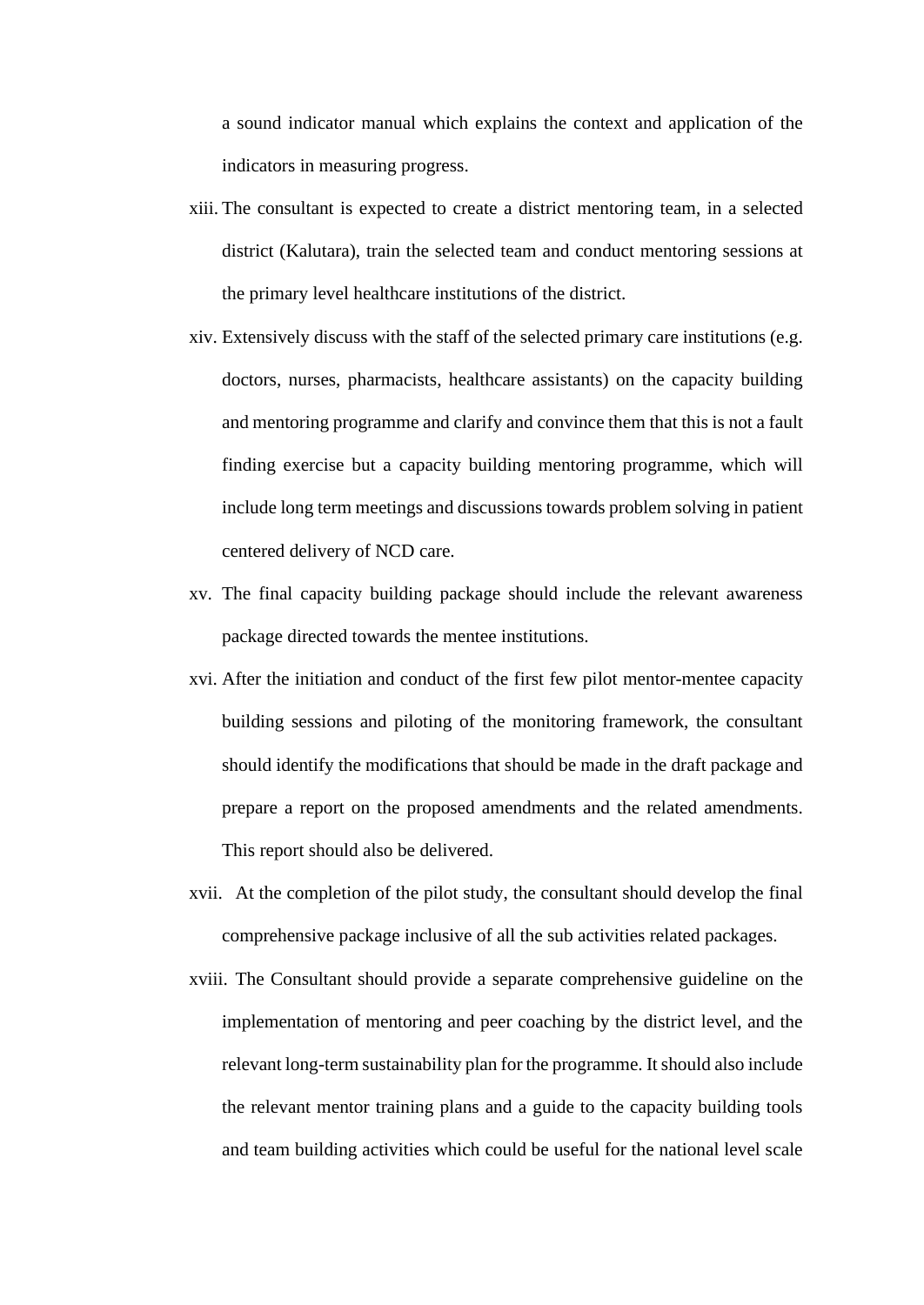a sound indicator manual which explains the context and application of the indicators in measuring progress.

xiii. The consultant is expected to create a district mentoring team, in a selected district (Kalutara), train the selected team and conduct mentoring sessions at the primary level healthcare institutions of the district.

xiv. Extensively discuss with the staff of the selected primary care institutions (e.g. doctors, nurses, pharmacists, healthcare assistants) on the capacity building and mentoring programme and clarify and convince them that this is not a fault finding exercise but a capacity building mentoring programme, which will include long term meetings and discussions towards problem solving in patient centered delivery of NCD care.

xv. The final capacity building package should include the relevant awareness package directed towards the mentee institutions.

xvi. After the initiation and conduct of the first few pilot mentor-mentee capacity building sessions and piloting of the monitoring framework, the consultant should identify the modifications that should be made in the draft package and prepare a report on the proposed amendments and the related amendments. This report should also be delivered.

xvii. At the completion of the pilot study, the consultant should develop the final comprehensive package inclusive of all the sub activities related packages.

xviii. The Consultant should provide a separate comprehensive guideline on the implementation of mentoring and peer coaching by the district level, and the relevant long-term sustainability plan for the programme. It should also include the relevant mentor training plans and a guide to the capacity building tools and team building activities which could be useful for the national level scale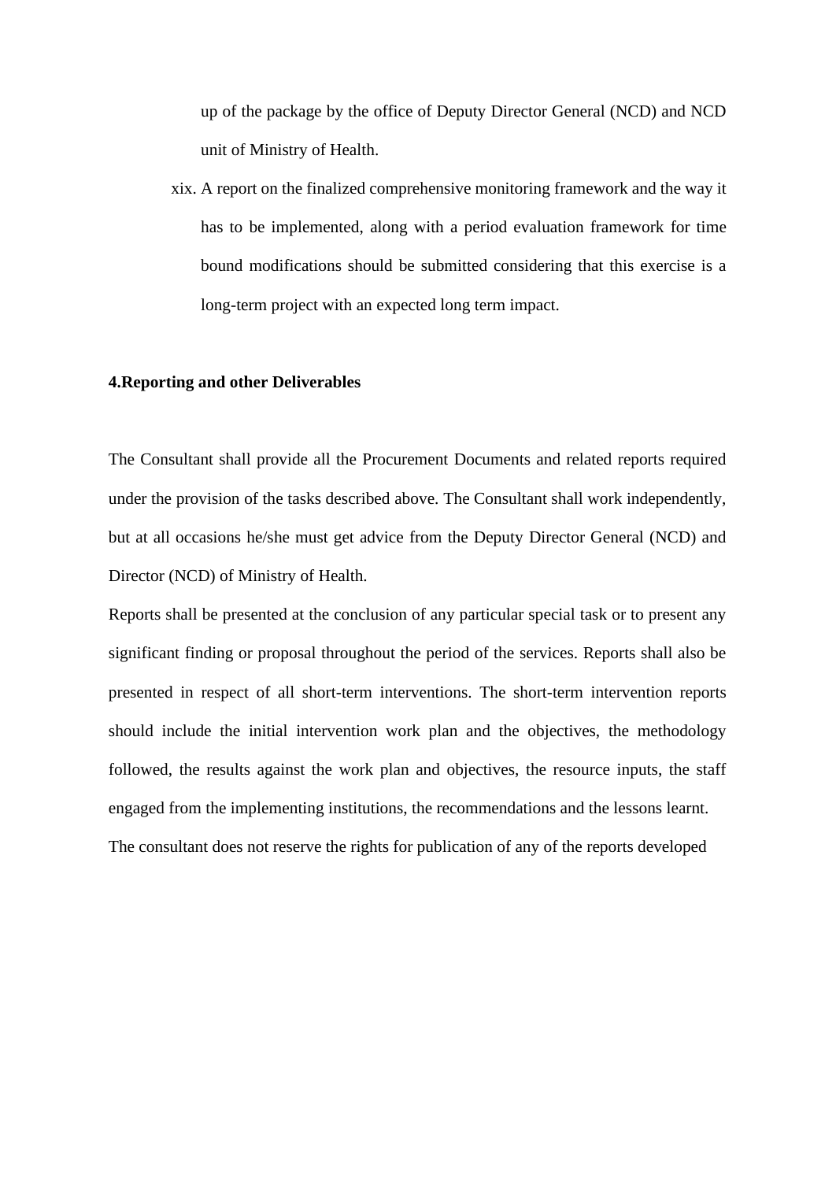up of the package by the office of Deputy Director General (NCD) and NCD unit of Ministry of Health.

xix. A report on the finalized comprehensive monitoring framework and the way it has to be implemented, along with a period evaluation framework for time bound modifications should be submitted considering that this exercise is a long-term project with an expected long term impact.

## 4.Reporting and other Deliverables

The Consultant shall provide all the Procurement Documents and related reports required under the provision of the tasks described above. The Consultant shall work independently, but at all occasions he/she must get advice from the Deputy Director General (NCD) and Director (NCD) of Ministry of Health.

Reports shall be presented at the conclusion of any particular special task or to present any significant finding or proposal throughout the period of the services. Reports shall also be presented in respect of all short-term interventions. The short-term intervention reports should include the initial intervention work plan and the objectives, the methodology followed, the results against the work plan and objectives, the resource inputs, the staff engaged from the implementing institutions, the recommendations and the lessons learnt.

The consultant does not reserve the rights for publication of any of the reports developed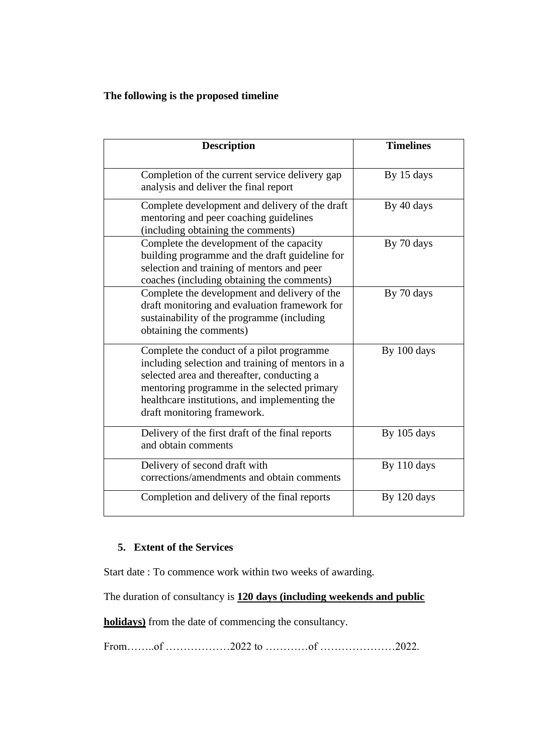**The following is the proposed timeline**

| Description | Timelines |
|---|---|
| Completion of the current service delivery gap analysis and deliver the final report | By 15 days |
| Complete development and delivery of the draft mentoring and peer coaching guidelines (including obtaining the comments) | By 40 days |
| Complete the development of the capacity building programme and the draft guideline for selection and training of mentors and peer coaches (including obtaining the comments) | By 70 days |
| Complete the development and delivery of the draft monitoring and evaluation framework for sustainability of the programme (including obtaining the comments) | By 70 days |
| Complete the conduct of a pilot programme including selection and training of mentors in a selected area and thereafter, conducting a mentoring programme in the selected primary healthcare institutions, and implementing the draft monitoring framework. | By 100 days |
| Delivery of the first draft of the final reports and obtain comments | By 105 days |
| Delivery of second draft with corrections/amendments and obtain comments | By 110 days |
| Completion and delivery of the final reports | By 120 days |

### 5. Extent of the Services

Start date : To commence work within two weeks of awarding.

The duration of consultancy is **120 days (including weekends and public holidays)** from the date of commencing the consultancy.

From……..of ………………2022 to …………of …………………2022.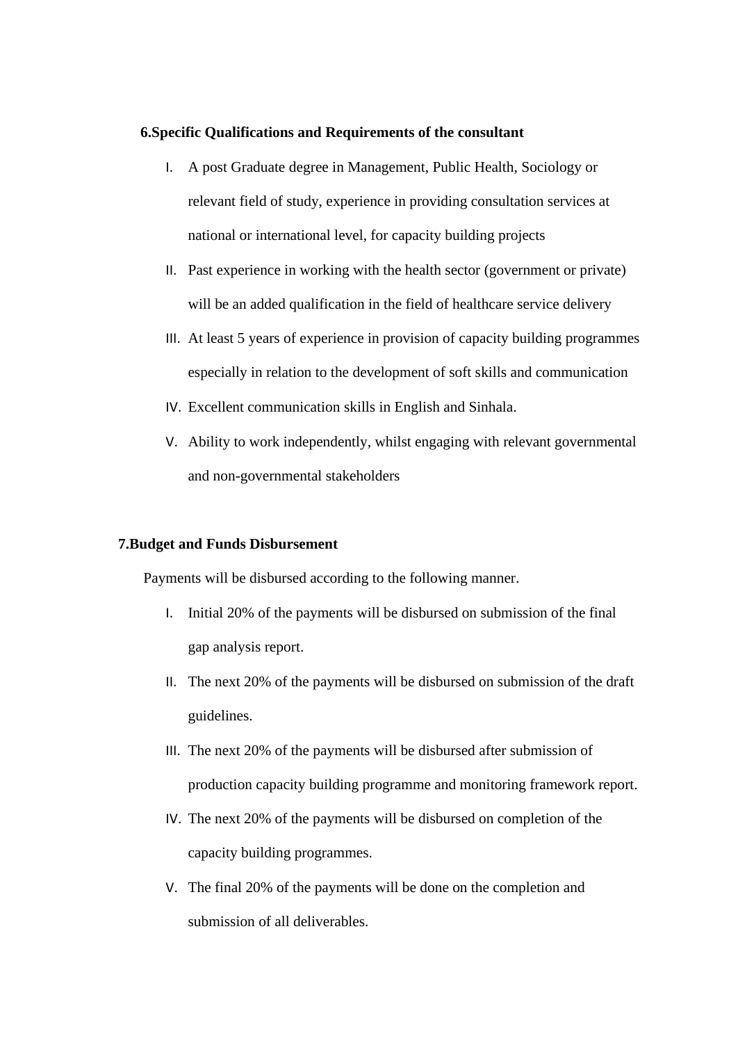## 6.Specific Qualifications and Requirements of the consultant

I. A post Graduate degree in Management, Public Health, Sociology or relevant field of study, experience in providing consultation services at national or international level, for capacity building projects

II. Past experience in working with the health sector (government or private) will be an added qualification in the field of healthcare service delivery

III. At least 5 years of experience in provision of capacity building programmes especially in relation to the development of soft skills and communication

IV. Excellent communication skills in English and Sinhala.

V. Ability to work independently, whilst engaging with relevant governmental and non-governmental stakeholders

## 7.Budget and Funds Disbursement

Payments will be disbursed according to the following manner.

I. Initial 20% of the payments will be disbursed on submission of the final gap analysis report.

II. The next 20% of the payments will be disbursed on submission of the draft guidelines.

III. The next 20% of the payments will be disbursed after submission of production capacity building programme and monitoring framework report.

IV. The next 20% of the payments will be disbursed on completion of the capacity building programmes.

V. The final 20% of the payments will be done on the completion and submission of all deliverables.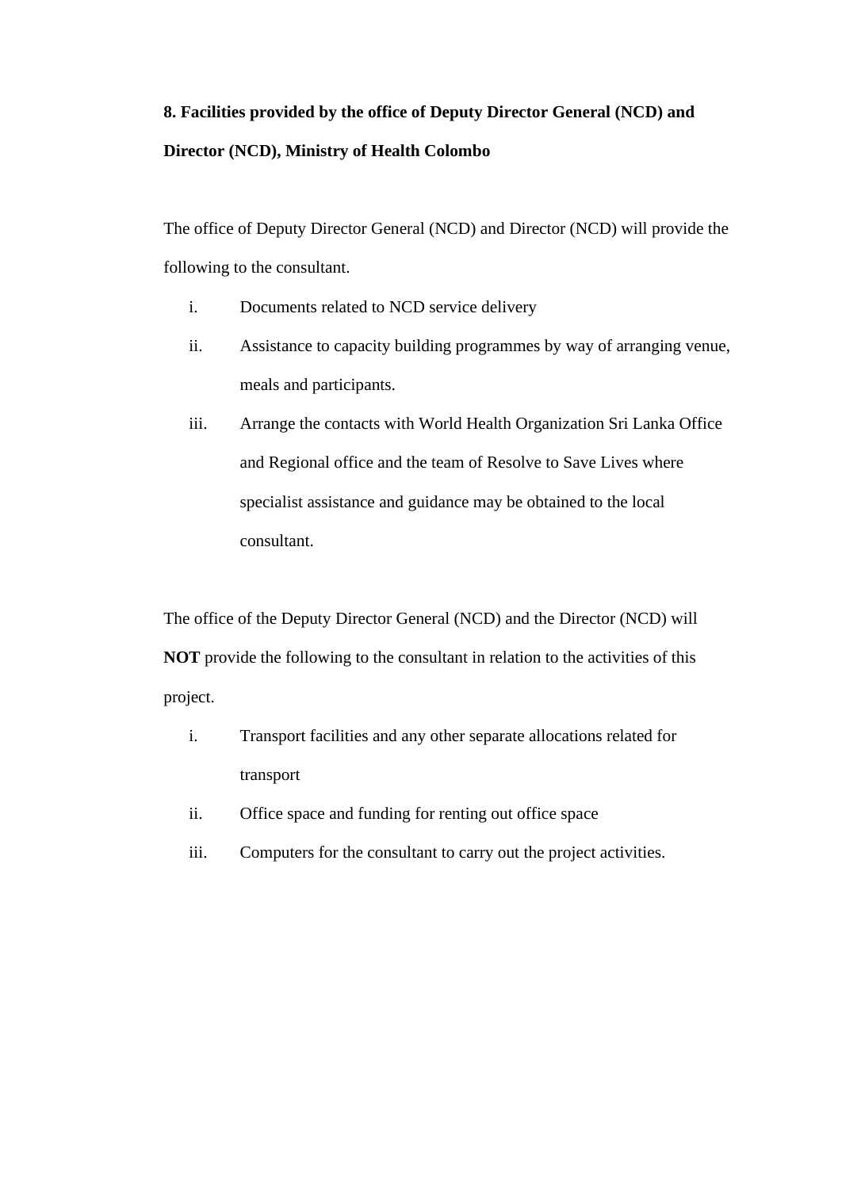**8. Facilities provided by the office of Deputy Director General (NCD) and Director (NCD), Ministry of Health Colombo**

The office of Deputy Director General (NCD) and Director (NCD) will provide the following to the consultant.

i. Documents related to NCD service delivery
ii. Assistance to capacity building programmes by way of arranging venue, meals and participants.
iii. Arrange the contacts with World Health Organization Sri Lanka Office and Regional office and the team of Resolve to Save Lives where specialist assistance and guidance may be obtained to the local consultant.

The office of the Deputy Director General (NCD) and the Director (NCD) will **NOT** provide the following to the consultant in relation to the activities of this project.

i. Transport facilities and any other separate allocations related for transport
ii. Office space and funding for renting out office space
iii. Computers for the consultant to carry out the project activities.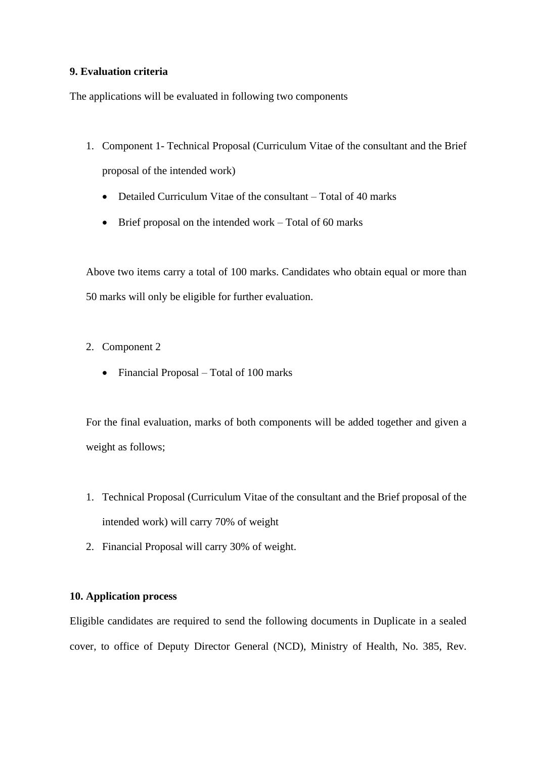**9. Evaluation criteria**

The applications will be evaluated in following two components

1. Component 1- Technical Proposal (Curriculum Vitae of the consultant and the Brief proposal of the intended work)
    - Detailed Curriculum Vitae of the consultant – Total of 40 marks
    - Brief proposal on the intended work – Total of 60 marks

    Above two items carry a total of 100 marks. Candidates who obtain equal or more than 50 marks will only be eligible for further evaluation.

2. Component 2
    - Financial Proposal – Total of 100 marks

    For the final evaluation, marks of both components will be added together and given a weight as follows;

    1. Technical Proposal (Curriculum Vitae of the consultant and the Brief proposal of the intended work) will carry 70% of weight
    2. Financial Proposal will carry 30% of weight.

**10. Application process**

Eligible candidates are required to send the following documents in Duplicate in a sealed cover, to office of Deputy Director General (NCD), Ministry of Health, No. 385, Rev.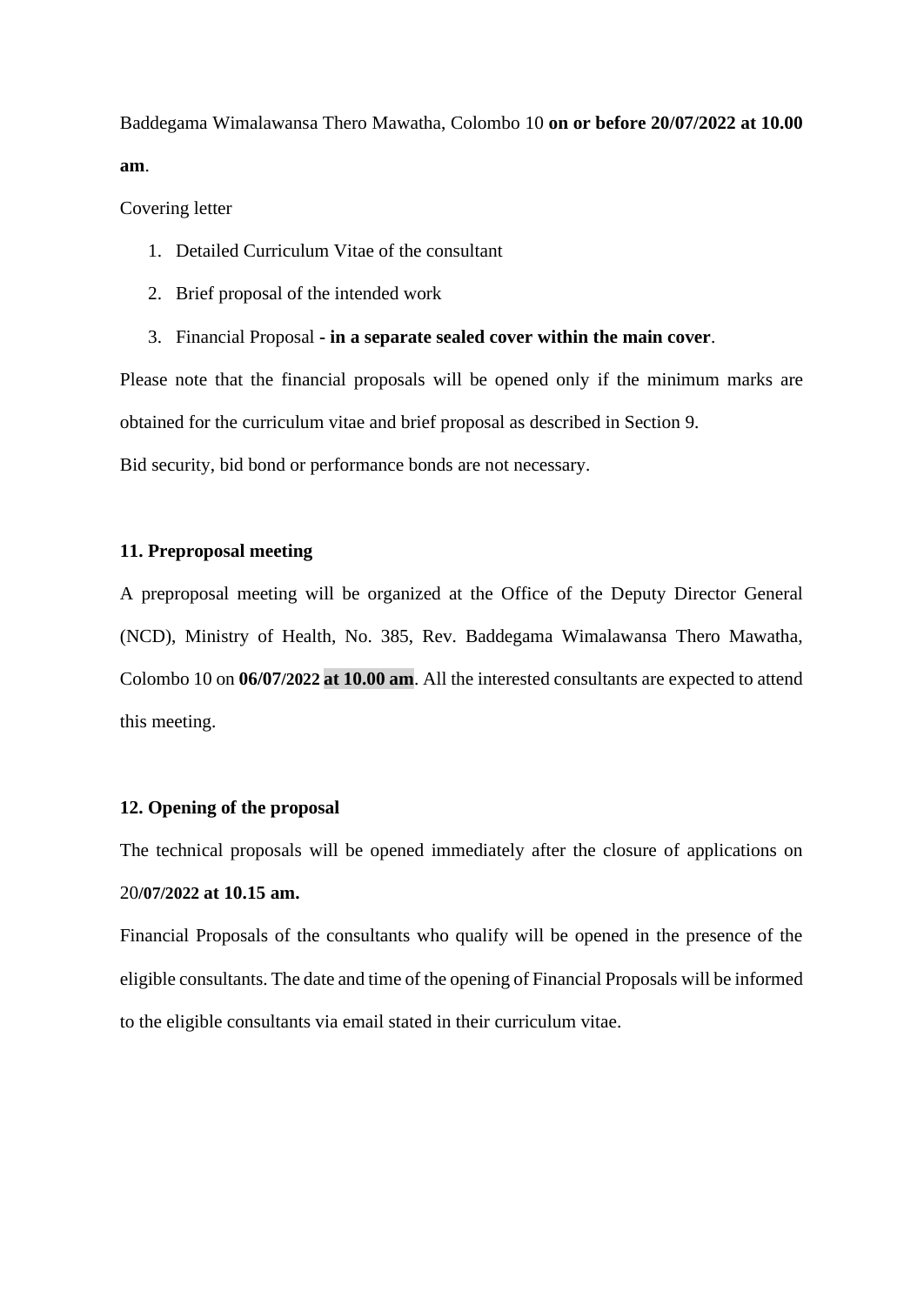Baddegama Wimalawansa Thero Mawatha, Colombo 10 **on or before 20/07/2022 at 10.00 am**.

Covering letter

1. Detailed Curriculum Vitae of the consultant
2. Brief proposal of the intended work
3. Financial Proposal **- in a separate sealed cover within the main cover**.

Please note that the financial proposals will be opened only if the minimum marks are obtained for the curriculum vitae and brief proposal as described in Section 9.

Bid security, bid bond or performance bonds are not necessary.

**11. Preproposal meeting**

A preproposal meeting will be organized at the Office of the Deputy Director General (NCD), Ministry of Health, No. 385, Rev. Baddegama Wimalawansa Thero Mawatha, Colombo 10 on **06/07/2022 at 10.00 am**. All the interested consultants are expected to attend this meeting.

**12. Opening of the proposal**

The technical proposals will be opened immediately after the closure of applications on 20**/07/2022 at 10.15 am.**

Financial Proposals of the consultants who qualify will be opened in the presence of the eligible consultants. The date and time of the opening of Financial Proposals will be informed to the eligible consultants via email stated in their curriculum vitae.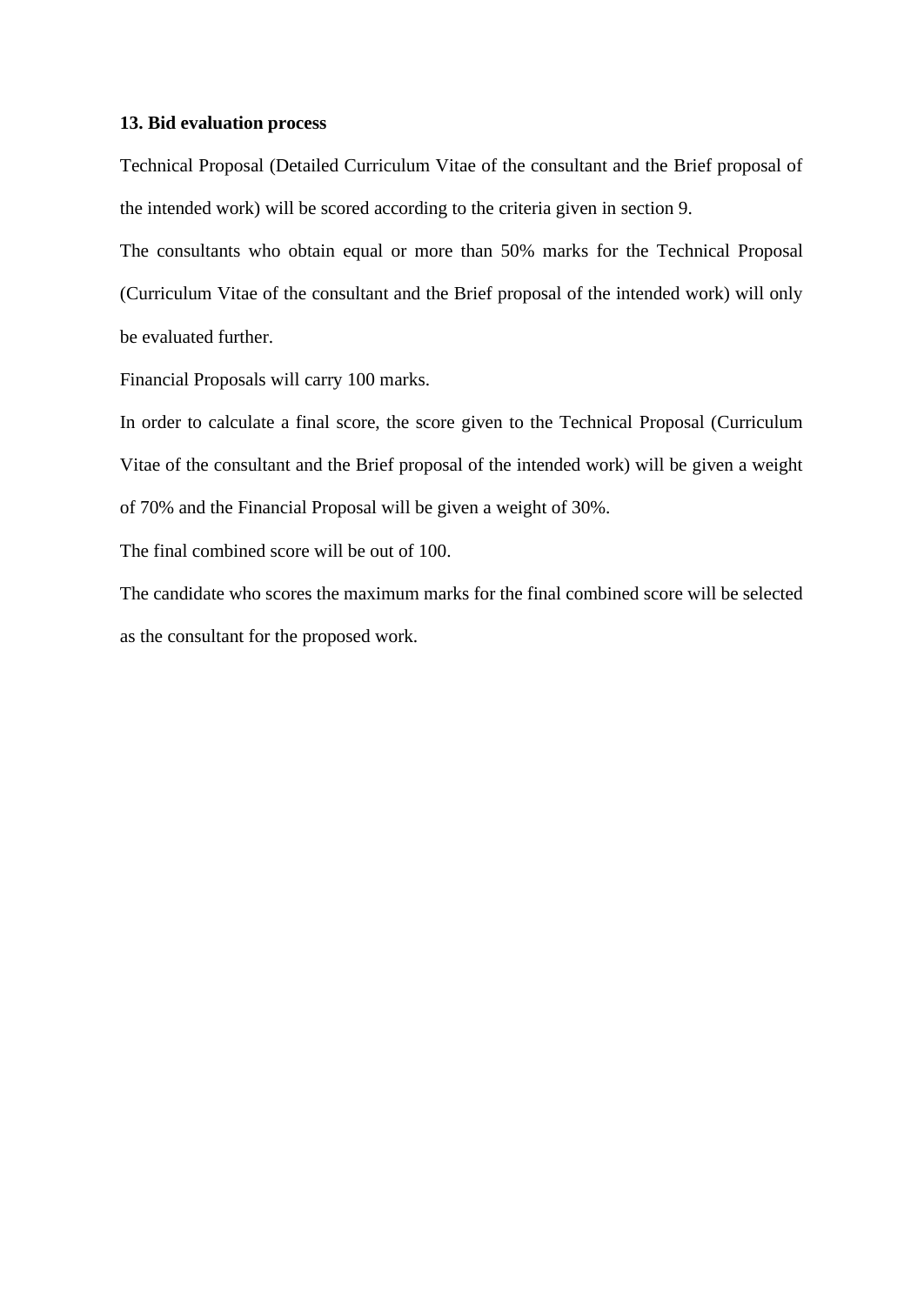**13. Bid evaluation process**

Technical Proposal (Detailed Curriculum Vitae of the consultant and the Brief proposal of the intended work) will be scored according to the criteria given in section 9.

The consultants who obtain equal or more than 50% marks for the Technical Proposal (Curriculum Vitae of the consultant and the Brief proposal of the intended work) will only be evaluated further.

Financial Proposals will carry 100 marks.

In order to calculate a final score, the score given to the Technical Proposal (Curriculum Vitae of the consultant and the Brief proposal of the intended work) will be given a weight of 70% and the Financial Proposal will be given a weight of 30%.

The final combined score will be out of 100.

The candidate who scores the maximum marks for the final combined score will be selected as the consultant for the proposed work.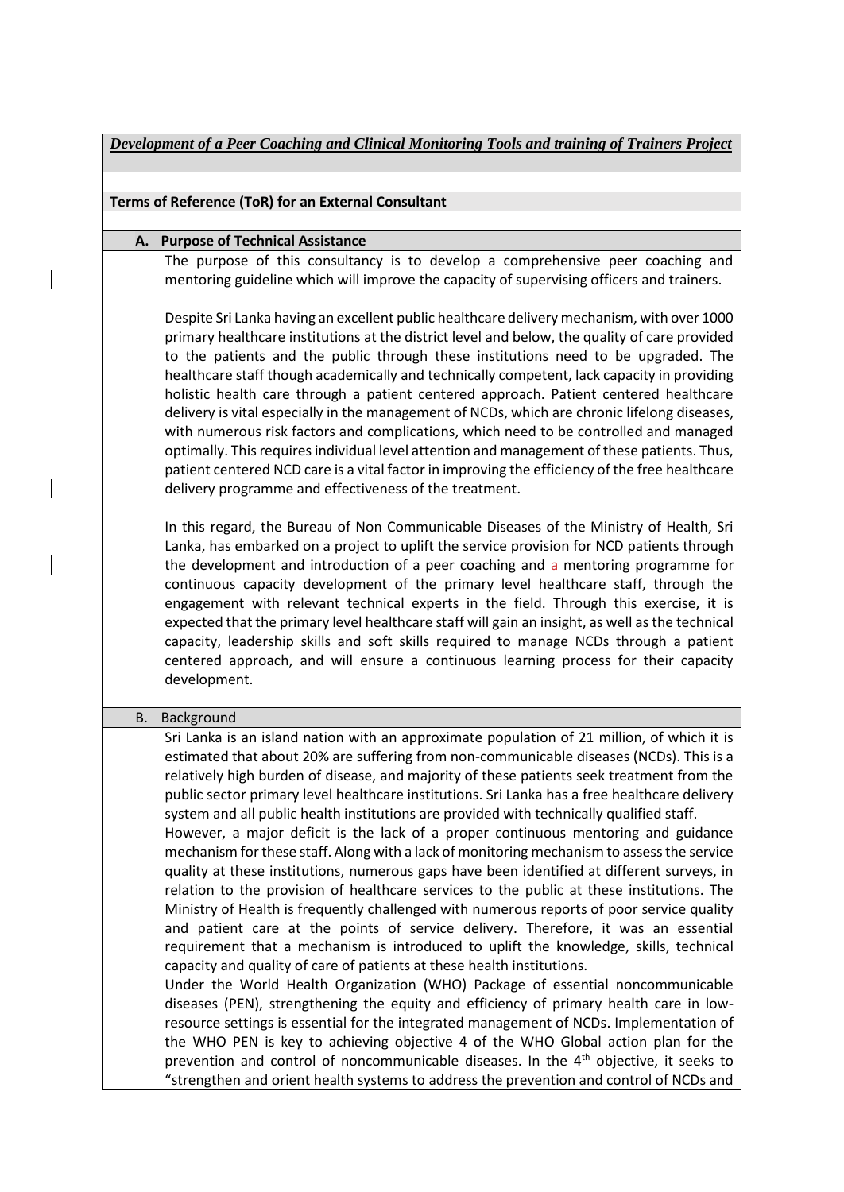***Development of a Peer Coaching and Clinical Monitoring Tools and training of Trainers Project***

**Terms of Reference (ToR) for an External Consultant**

## A. Purpose of Technical Assistance

The purpose of this consultancy is to develop a comprehensive peer coaching and mentoring guideline which will improve the capacity of supervising officers and trainers.

Despite Sri Lanka having an excellent public healthcare delivery mechanism, with over 1000 primary healthcare institutions at the district level and below, the quality of care provided to the patients and the public through these institutions need to be upgraded. The healthcare staff though academically and technically competent, lack capacity in providing holistic health care through a patient centered approach. Patient centered healthcare delivery is vital especially in the management of NCDs, which are chronic lifelong diseases, with numerous risk factors and complications, which need to be controlled and managed optimally. This requires individual level attention and management of these patients. Thus, patient centered NCD care is a vital factor in improving the efficiency of the free healthcare delivery programme and effectiveness of the treatment.

In this regard, the Bureau of Non Communicable Diseases of the Ministry of Health, Sri Lanka, has embarked on a project to uplift the service provision for NCD patients through the development and introduction of a peer coaching and a mentoring programme for continuous capacity development of the primary level healthcare staff, through the engagement with relevant technical experts in the field. Through this exercise, it is expected that the primary level healthcare staff will gain an insight, as well as the technical capacity, leadership skills and soft skills required to manage NCDs through a patient centered approach, and will ensure a continuous learning process for their capacity development.

## B. Background

Sri Lanka is an island nation with an approximate population of 21 million, of which it is estimated that about 20% are suffering from non-communicable diseases (NCDs). This is a relatively high burden of disease, and majority of these patients seek treatment from the public sector primary level healthcare institutions. Sri Lanka has a free healthcare delivery system and all public health institutions are provided with technically qualified staff.
However, a major deficit is the lack of a proper continuous mentoring and guidance mechanism for these staff. Along with a lack of monitoring mechanism to assess the service quality at these institutions, numerous gaps have been identified at different surveys, in relation to the provision of healthcare services to the public at these institutions. The Ministry of Health is frequently challenged with numerous reports of poor service quality and patient care at the points of service delivery. Therefore, it was an essential requirement that a mechanism is introduced to uplift the knowledge, skills, technical capacity and quality of care of patients at these health institutions.
Under the World Health Organization (WHO) Package of essential noncommunicable diseases (PEN), strengthening the equity and efficiency of primary health care in low-resource settings is essential for the integrated management of NCDs. Implementation of the WHO PEN is key to achieving objective 4 of the WHO Global action plan for the prevention and control of noncommunicable diseases. In the 4th objective, it seeks to "strengthen and orient health systems to address the prevention and control of NCDs and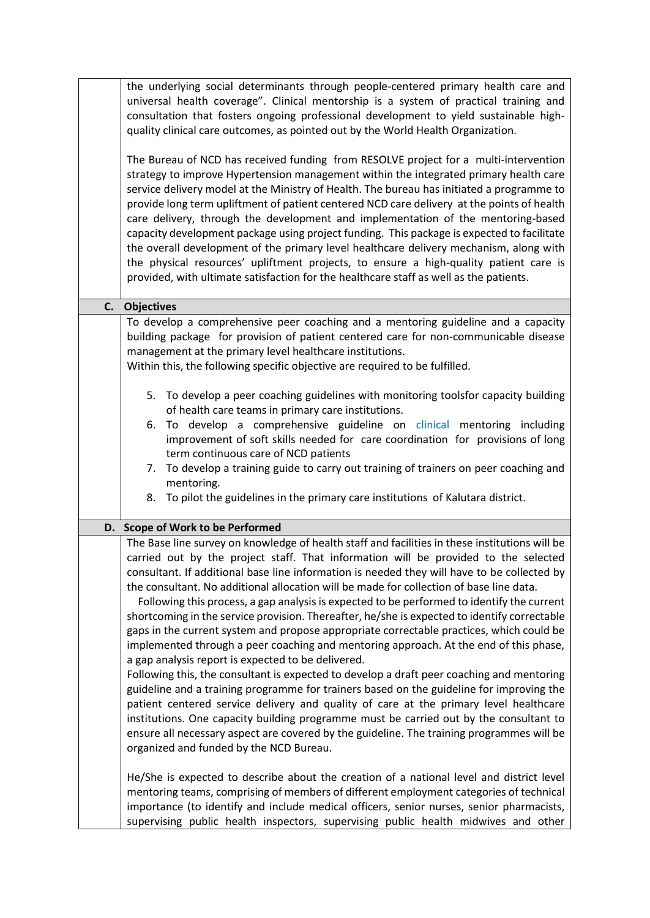the underlying social determinants through people-centered primary health care and universal health coverage". Clinical mentorship is a system of practical training and consultation that fosters ongoing professional development to yield sustainable high-quality clinical care outcomes, as pointed out by the World Health Organization.

The Bureau of NCD has received funding from RESOLVE project for a multi-intervention strategy to improve Hypertension management within the integrated primary health care service delivery model at the Ministry of Health. The bureau has initiated a programme to provide long term upliftment of patient centered NCD care delivery at the points of health care delivery, through the development and implementation of the mentoring-based capacity development package using project funding. This package is expected to facilitate the overall development of the primary level healthcare delivery mechanism, along with the physical resources' upliftment projects, to ensure a high-quality patient care is provided, with ultimate satisfaction for the healthcare staff as well as the patients.

## C. Objectives

To develop a comprehensive peer coaching and a mentoring guideline and a capacity building package for provision of patient centered care for non-communicable disease management at the primary level healthcare institutions.

Within this, the following specific objective are required to be fulfilled.

5. To develop a peer coaching guidelines with monitoring toolsfor capacity building of health care teams in primary care institutions.
6. To develop a comprehensive guideline on clinical mentoring including improvement of soft skills needed for care coordination for provisions of long term continuous care of NCD patients
7. To develop a training guide to carry out training of trainers on peer coaching and mentoring.
8. To pilot the guidelines in the primary care institutions of Kalutara district.

## D. Scope of Work to be Performed

The Base line survey on knowledge of health staff and facilities in these institutions will be carried out by the project staff. That information will be provided to the selected consultant. If additional base line information is needed they will have to be collected by the consultant. No additional allocation will be made for collection of base line data.

Following this process, a gap analysis is expected to be performed to identify the current shortcoming in the service provision. Thereafter, he/she is expected to identify correctable gaps in the current system and propose appropriate correctable practices, which could be implemented through a peer coaching and mentoring approach. At the end of this phase, a gap analysis report is expected to be delivered.

Following this, the consultant is expected to develop a draft peer coaching and mentoring guideline and a training programme for trainers based on the guideline for improving the patient centered service delivery and quality of care at the primary level healthcare institutions. One capacity building programme must be carried out by the consultant to ensure all necessary aspect are covered by the guideline. The training programmes will be organized and funded by the NCD Bureau.

He/She is expected to describe about the creation of a national level and district level mentoring teams, comprising of members of different employment categories of technical importance (to identify and include medical officers, senior nurses, senior pharmacists, supervising public health inspectors, supervising public health midwives and other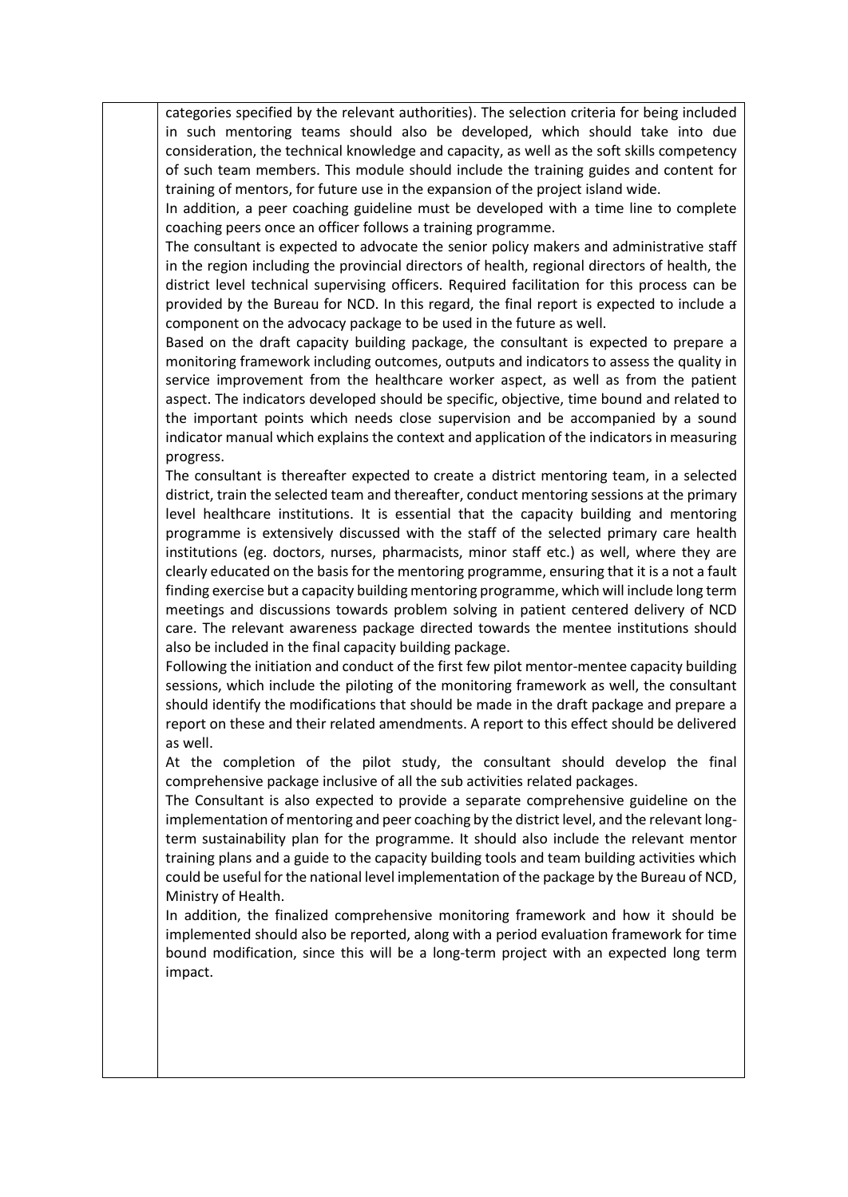categories specified by the relevant authorities). The selection criteria for being included in such mentoring teams should also be developed, which should take into due consideration, the technical knowledge and capacity, as well as the soft skills competency of such team members. This module should include the training guides and content for training of mentors, for future use in the expansion of the project island wide.

In addition, a peer coaching guideline must be developed with a time line to complete coaching peers once an officer follows a training programme.

The consultant is expected to advocate the senior policy makers and administrative staff in the region including the provincial directors of health, regional directors of health, the district level technical supervising officers. Required facilitation for this process can be provided by the Bureau for NCD. In this regard, the final report is expected to include a component on the advocacy package to be used in the future as well.

Based on the draft capacity building package, the consultant is expected to prepare a monitoring framework including outcomes, outputs and indicators to assess the quality in service improvement from the healthcare worker aspect, as well as from the patient aspect. The indicators developed should be specific, objective, time bound and related to the important points which needs close supervision and be accompanied by a sound indicator manual which explains the context and application of the indicators in measuring progress.

The consultant is thereafter expected to create a district mentoring team, in a selected district, train the selected team and thereafter, conduct mentoring sessions at the primary level healthcare institutions. It is essential that the capacity building and mentoring programme is extensively discussed with the staff of the selected primary care health institutions (eg. doctors, nurses, pharmacists, minor staff etc.) as well, where they are clearly educated on the basis for the mentoring programme, ensuring that it is a not a fault finding exercise but a capacity building mentoring programme, which will include long term meetings and discussions towards problem solving in patient centered delivery of NCD care. The relevant awareness package directed towards the mentee institutions should also be included in the final capacity building package.

Following the initiation and conduct of the first few pilot mentor-mentee capacity building sessions, which include the piloting of the monitoring framework as well, the consultant should identify the modifications that should be made in the draft package and prepare a report on these and their related amendments. A report to this effect should be delivered as well.

At the completion of the pilot study, the consultant should develop the final comprehensive package inclusive of all the sub activities related packages.

The Consultant is also expected to provide a separate comprehensive guideline on the implementation of mentoring and peer coaching by the district level, and the relevant long-term sustainability plan for the programme. It should also include the relevant mentor training plans and a guide to the capacity building tools and team building activities which could be useful for the national level implementation of the package by the Bureau of NCD, Ministry of Health.

In addition, the finalized comprehensive monitoring framework and how it should be implemented should also be reported, along with a period evaluation framework for time bound modification, since this will be a long-term project with an expected long term impact.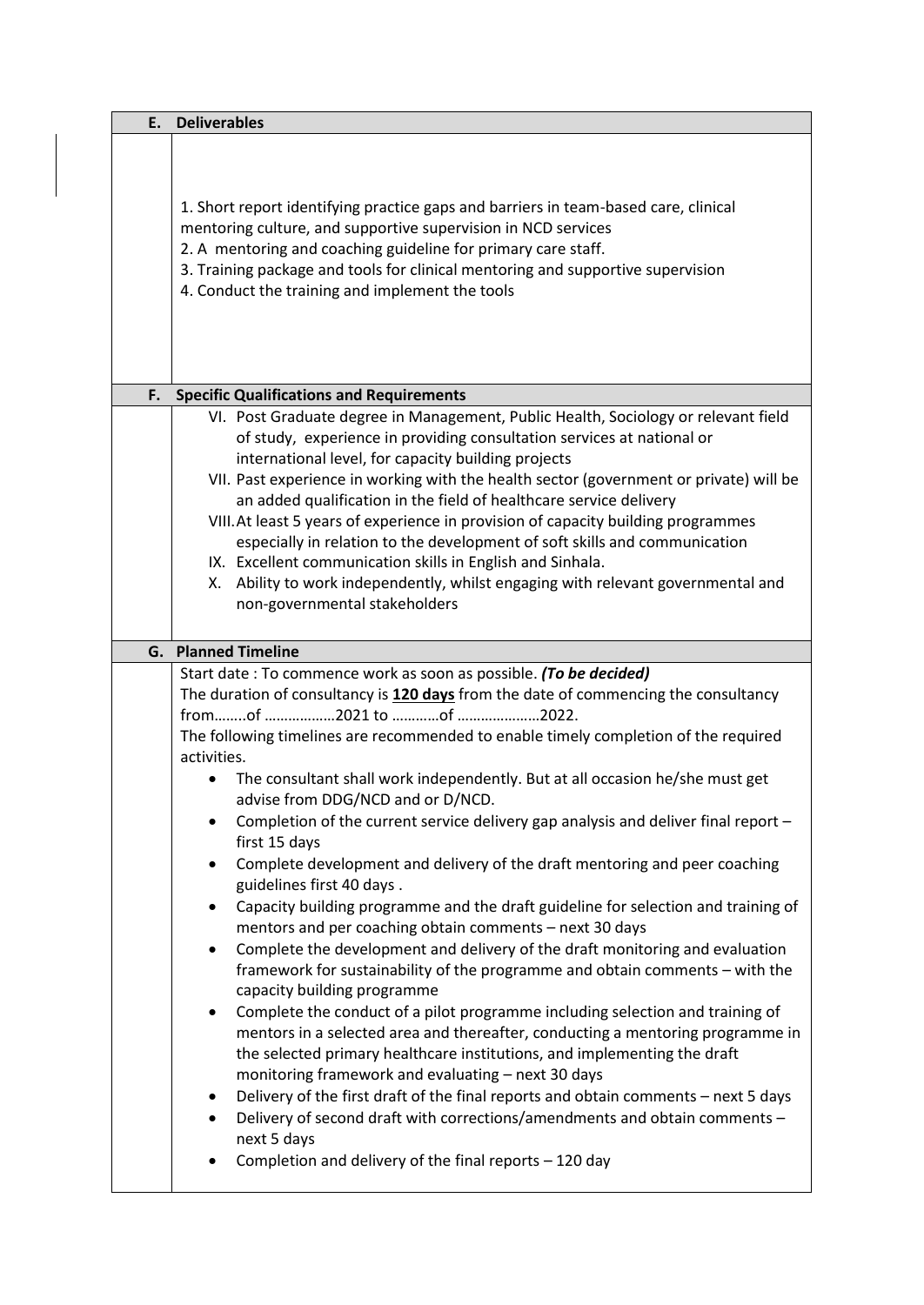## E. Deliverables

1. Short report identifying practice gaps and barriers in team-based care, clinical mentoring culture, and supportive supervision in NCD services
2. A mentoring and coaching guideline for primary care staff.
3. Training package and tools for clinical mentoring and supportive supervision
4. Conduct the training and implement the tools

## F. Specific Qualifications and Requirements

VI. Post Graduate degree in Management, Public Health, Sociology or relevant field of study, experience in providing consultation services at national or international level, for capacity building projects

VII. Past experience in working with the health sector (government or private) will be an added qualification in the field of healthcare service delivery

VIII. At least 5 years of experience in provision of capacity building programmes especially in relation to the development of soft skills and communication

IX. Excellent communication skills in English and Sinhala.

X. Ability to work independently, whilst engaging with relevant governmental and non-governmental stakeholders

## G. Planned Timeline

Start date : To commence work as soon as possible. ***(To be decided)***

The duration of consultancy is **<u>120 days</u>** from the date of commencing the consultancy from……..of ………………2021 to …………of …………………2022.

The following timelines are recommended to enable timely completion of the required activities.

- The consultant shall work independently. But at all occasion he/she must get advise from DDG/NCD and or D/NCD.
- Completion of the current service delivery gap analysis and deliver final report – first 15 days
- Complete development and delivery of the draft mentoring and peer coaching guidelines first 40 days .
- Capacity building programme and the draft guideline for selection and training of mentors and per coaching obtain comments – next 30 days
- Complete the development and delivery of the draft monitoring and evaluation framework for sustainability of the programme and obtain comments – with the capacity building programme
- Complete the conduct of a pilot programme including selection and training of mentors in a selected area and thereafter, conducting a mentoring programme in the selected primary healthcare institutions, and implementing the draft monitoring framework and evaluating – next 30 days
- Delivery of the first draft of the final reports and obtain comments – next 5 days
- Delivery of second draft with corrections/amendments and obtain comments – next 5 days
- Completion and delivery of the final reports – 120 day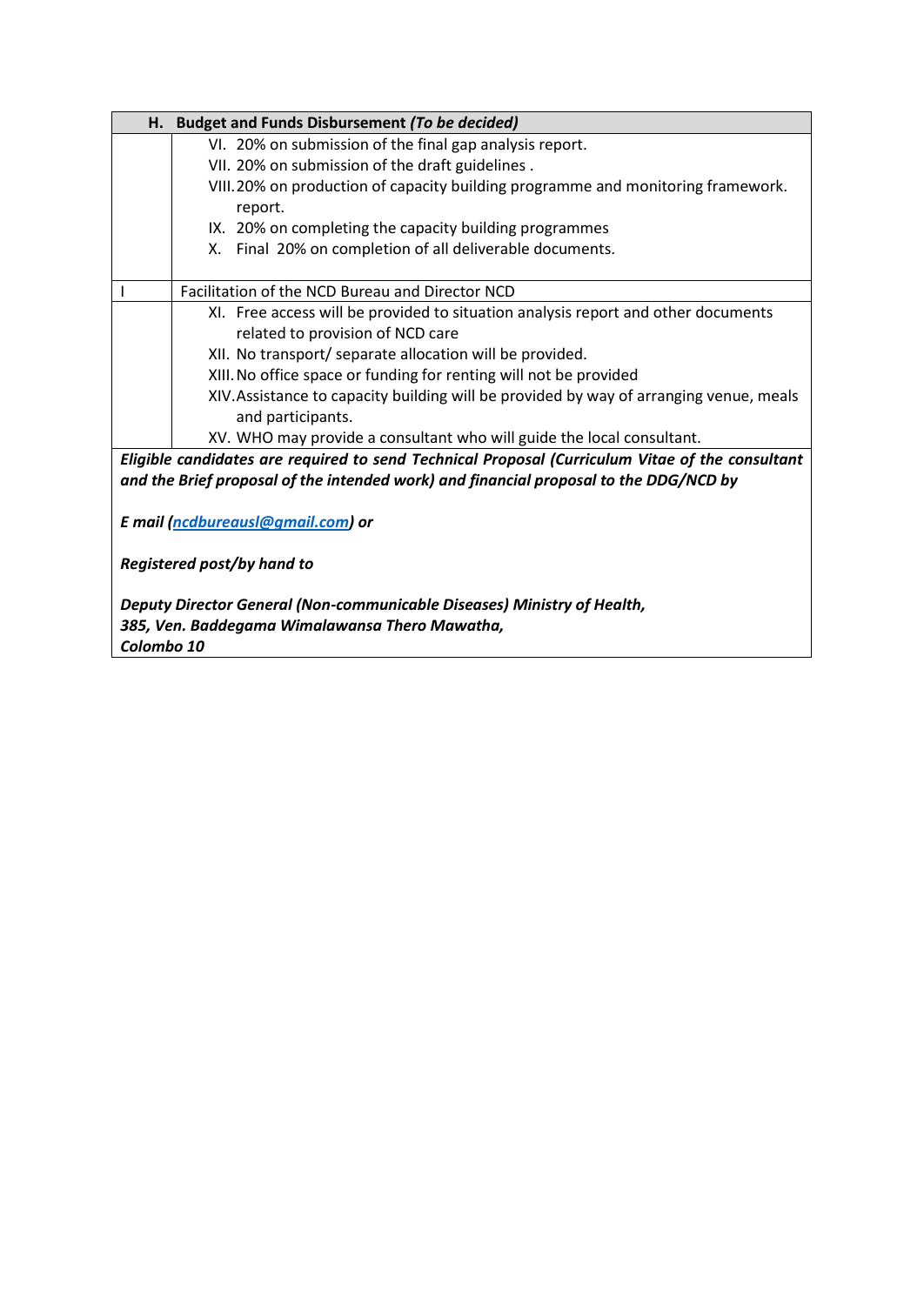| H. | **Budget and Funds Disbursement *(To be decided)*** |
|---|---|
| | VI. 20% on submission of the final gap analysis report.<br>VII. 20% on submission of the draft guidelines .<br>VIII. 20% on production of capacity building programme and monitoring framework. report.<br>IX. 20% on completing the capacity building programmes<br>X. Final 20% on completion of all deliverable documents. |
| I | Facilitation of the NCD Bureau and Director NCD |
| | XI. Free access will be provided to situation analysis report and other documents related to provision of NCD care<br>XII. No transport/ separate allocation will be provided.<br>XIII. No office space or funding for renting will not be provided<br>XIV. Assistance to capacity building will be provided by way of arranging venue, meals and participants.<br>XV. WHO may provide a consultant who will guide the local consultant. |

***Eligible candidates are required to send Technical Proposal (Curriculum Vitae of the consultant and the Brief proposal of the intended work) and financial proposal to the DDG/NCD by***

***E mail (ncdbureausl@gmail.com) or***

***Registered post/by hand to***

***Deputy Director General (Non-communicable Diseases) Ministry of Health,***
***385, Ven. Baddegama Wimalawansa Thero Mawatha,***
***Colombo 10***